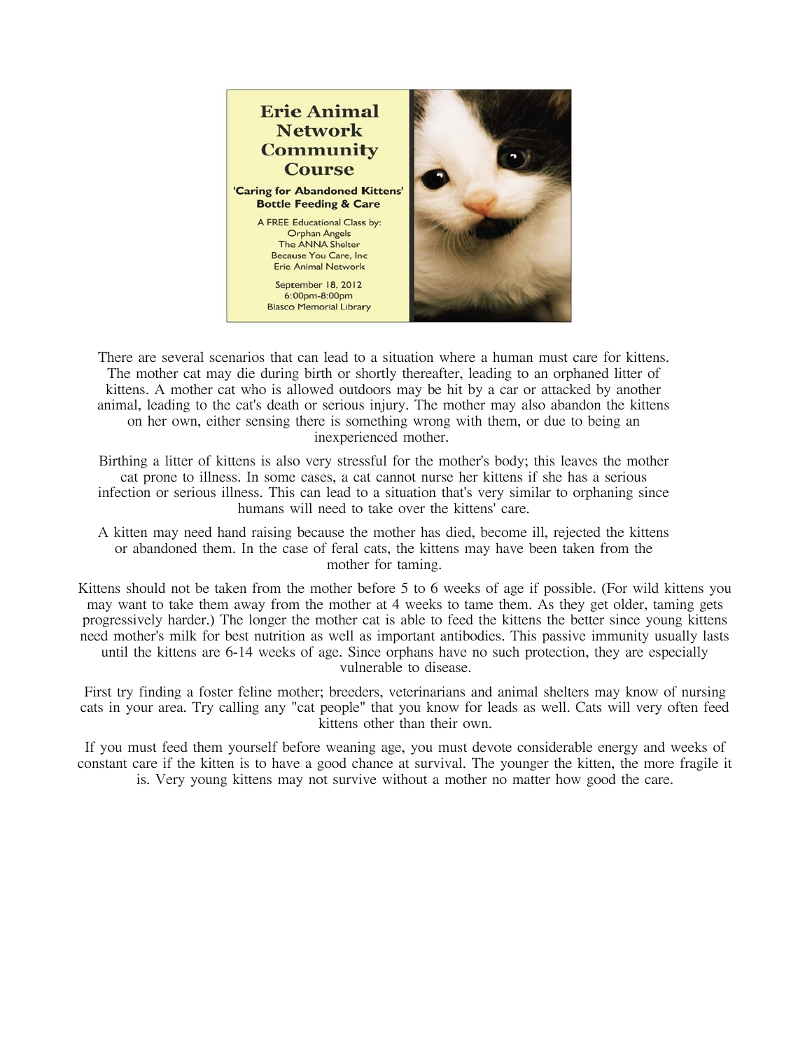# Erie Animal Network Community Course

**'Caring for Abandoned Kittens' Bottle Feeding & Care**

A FREE Educational Class by:
Orphan Angels
The ANNA Shelter
Because You Care, Inc
Erie Animal Network

September 18, 2012
6:00pm-8:00pm
Blasco Memorial Library

There are several scenarios that can lead to a situation where a human must care for kittens. The mother cat may die during birth or shortly thereafter, leading to an orphaned litter of kittens. A mother cat who is allowed outdoors may be hit by a car or attacked by another animal, leading to the cat's death or serious injury. The mother may also abandon the kittens on her own, either sensing there is something wrong with them, or due to being an inexperienced mother.

Birthing a litter of kittens is also very stressful for the mother's body; this leaves the mother cat prone to illness. In some cases, a cat cannot nurse her kittens if she has a serious infection or serious illness. This can lead to a situation that's very similar to orphaning since humans will need to take over the kittens' care.

A kitten may need hand raising because the mother has died, become ill, rejected the kittens or abandoned them. In the case of feral cats, the kittens may have been taken from the mother for taming.

Kittens should not be taken from the mother before 5 to 6 weeks of age if possible. (For wild kittens you may want to take them away from the mother at 4 weeks to tame them. As they get older, taming gets progressively harder.) The longer the mother cat is able to feed the kittens the better since young kittens need mother's milk for best nutrition as well as important antibodies. This passive immunity usually lasts until the kittens are 6-14 weeks of age. Since orphans have no such protection, they are especially vulnerable to disease.

First try finding a foster feline mother; breeders, veterinarians and animal shelters may know of nursing cats in your area. Try calling any "cat people" that you know for leads as well. Cats will very often feed kittens other than their own.

If you must feed them yourself before weaning age, you must devote considerable energy and weeks of constant care if the kitten is to have a good chance at survival. The younger the kitten, the more fragile it is. Very young kittens may not survive without a mother no matter how good the care.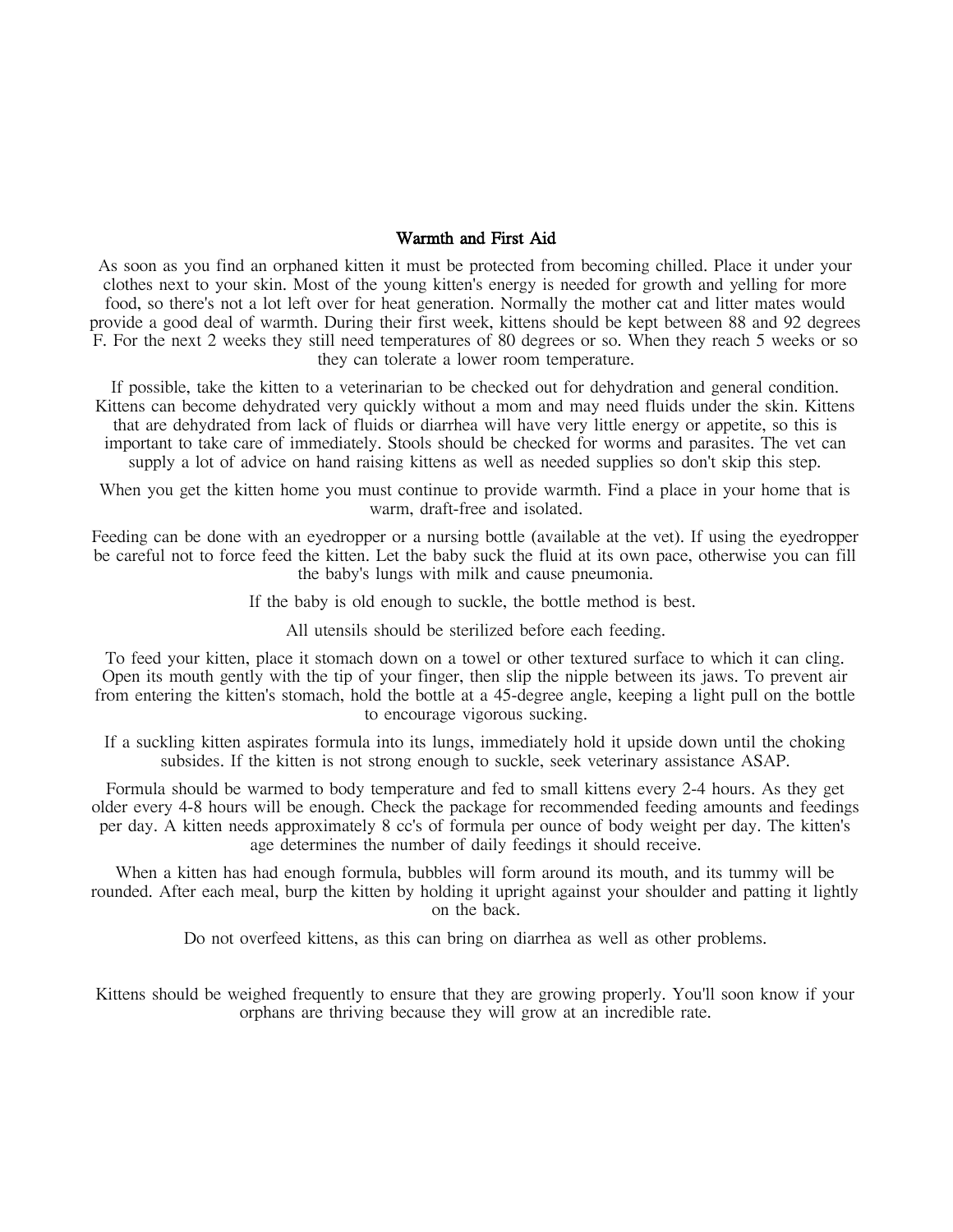## Warmth and First Aid

As soon as you find an orphaned kitten it must be protected from becoming chilled. Place it under your clothes next to your skin. Most of the young kitten's energy is needed for growth and yelling for more food, so there's not a lot left over for heat generation. Normally the mother cat and litter mates would provide a good deal of warmth. During their first week, kittens should be kept between 88 and 92 degrees F. For the next 2 weeks they still need temperatures of 80 degrees or so. When they reach 5 weeks or so they can tolerate a lower room temperature.

If possible, take the kitten to a veterinarian to be checked out for dehydration and general condition. Kittens can become dehydrated very quickly without a mom and may need fluids under the skin. Kittens that are dehydrated from lack of fluids or diarrhea will have very little energy or appetite, so this is important to take care of immediately. Stools should be checked for worms and parasites. The vet can supply a lot of advice on hand raising kittens as well as needed supplies so don't skip this step.

When you get the kitten home you must continue to provide warmth. Find a place in your home that is warm, draft-free and isolated.

Feeding can be done with an eyedropper or a nursing bottle (available at the vet). If using the eyedropper be careful not to force feed the kitten. Let the baby suck the fluid at its own pace, otherwise you can fill the baby's lungs with milk and cause pneumonia.

If the baby is old enough to suckle, the bottle method is best.

All utensils should be sterilized before each feeding.

To feed your kitten, place it stomach down on a towel or other textured surface to which it can cling. Open its mouth gently with the tip of your finger, then slip the nipple between its jaws. To prevent air from entering the kitten's stomach, hold the bottle at a 45-degree angle, keeping a light pull on the bottle to encourage vigorous sucking.

If a suckling kitten aspirates formula into its lungs, immediately hold it upside down until the choking subsides. If the kitten is not strong enough to suckle, seek veterinary assistance ASAP.

Formula should be warmed to body temperature and fed to small kittens every 2-4 hours. As they get older every 4-8 hours will be enough. Check the package for recommended feeding amounts and feedings per day. A kitten needs approximately 8 cc's of formula per ounce of body weight per day. The kitten's age determines the number of daily feedings it should receive.

When a kitten has had enough formula, bubbles will form around its mouth, and its tummy will be rounded. After each meal, burp the kitten by holding it upright against your shoulder and patting it lightly on the back.

Do not overfeed kittens, as this can bring on diarrhea as well as other problems.

Kittens should be weighed frequently to ensure that they are growing properly. You'll soon know if your orphans are thriving because they will grow at an incredible rate.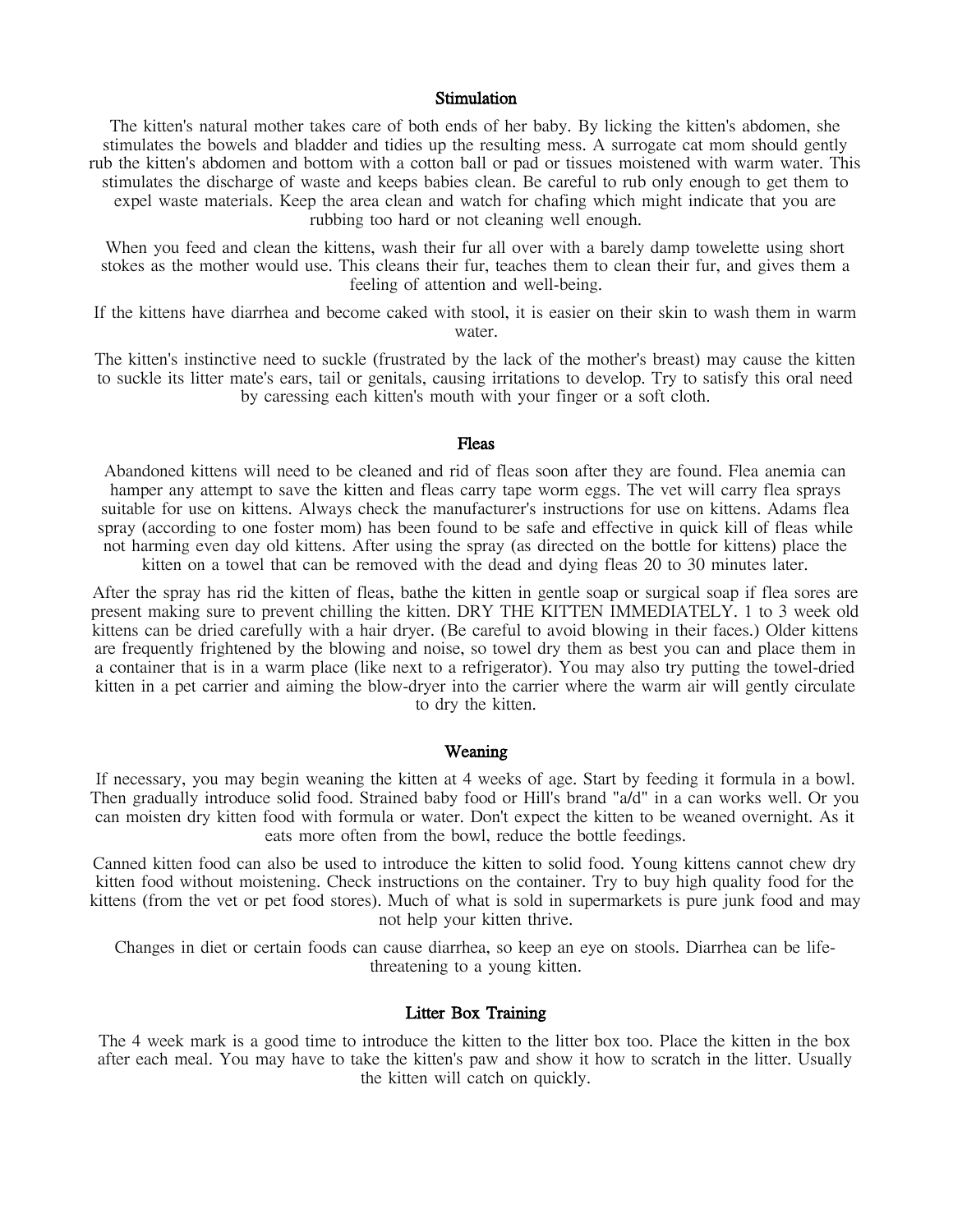## Stimulation

The kitten's natural mother takes care of both ends of her baby. By licking the kitten's abdomen, she stimulates the bowels and bladder and tidies up the resulting mess. A surrogate cat mom should gently rub the kitten's abdomen and bottom with a cotton ball or pad or tissues moistened with warm water. This stimulates the discharge of waste and keeps babies clean. Be careful to rub only enough to get them to expel waste materials. Keep the area clean and watch for chafing which might indicate that you are rubbing too hard or not cleaning well enough.

When you feed and clean the kittens, wash their fur all over with a barely damp towelette using short stokes as the mother would use. This cleans their fur, teaches them to clean their fur, and gives them a feeling of attention and well-being.

If the kittens have diarrhea and become caked with stool, it is easier on their skin to wash them in warm water.

The kitten's instinctive need to suckle (frustrated by the lack of the mother's breast) may cause the kitten to suckle its litter mate's ears, tail or genitals, causing irritations to develop. Try to satisfy this oral need by caressing each kitten's mouth with your finger or a soft cloth.

## Fleas

Abandoned kittens will need to be cleaned and rid of fleas soon after they are found. Flea anemia can hamper any attempt to save the kitten and fleas carry tape worm eggs. The vet will carry flea sprays suitable for use on kittens. Always check the manufacturer's instructions for use on kittens. Adams flea spray (according to one foster mom) has been found to be safe and effective in quick kill of fleas while not harming even day old kittens. After using the spray (as directed on the bottle for kittens) place the kitten on a towel that can be removed with the dead and dying fleas 20 to 30 minutes later.

After the spray has rid the kitten of fleas, bathe the kitten in gentle soap or surgical soap if flea sores are present making sure to prevent chilling the kitten. DRY THE KITTEN IMMEDIATELY. 1 to 3 week old kittens can be dried carefully with a hair dryer. (Be careful to avoid blowing in their faces.) Older kittens are frequently frightened by the blowing and noise, so towel dry them as best you can and place them in a container that is in a warm place (like next to a refrigerator). You may also try putting the towel-dried kitten in a pet carrier and aiming the blow-dryer into the carrier where the warm air will gently circulate to dry the kitten.

## Weaning

If necessary, you may begin weaning the kitten at 4 weeks of age. Start by feeding it formula in a bowl. Then gradually introduce solid food. Strained baby food or Hill's brand "a/d" in a can works well. Or you can moisten dry kitten food with formula or water. Don't expect the kitten to be weaned overnight. As it eats more often from the bowl, reduce the bottle feedings.

Canned kitten food can also be used to introduce the kitten to solid food. Young kittens cannot chew dry kitten food without moistening. Check instructions on the container. Try to buy high quality food for the kittens (from the vet or pet food stores). Much of what is sold in supermarkets is pure junk food and may not help your kitten thrive.

Changes in diet or certain foods can cause diarrhea, so keep an eye on stools. Diarrhea can be life-threatening to a young kitten.

## Litter Box Training

The 4 week mark is a good time to introduce the kitten to the litter box too. Place the kitten in the box after each meal. You may have to take the kitten's paw and show it how to scratch in the litter. Usually the kitten will catch on quickly.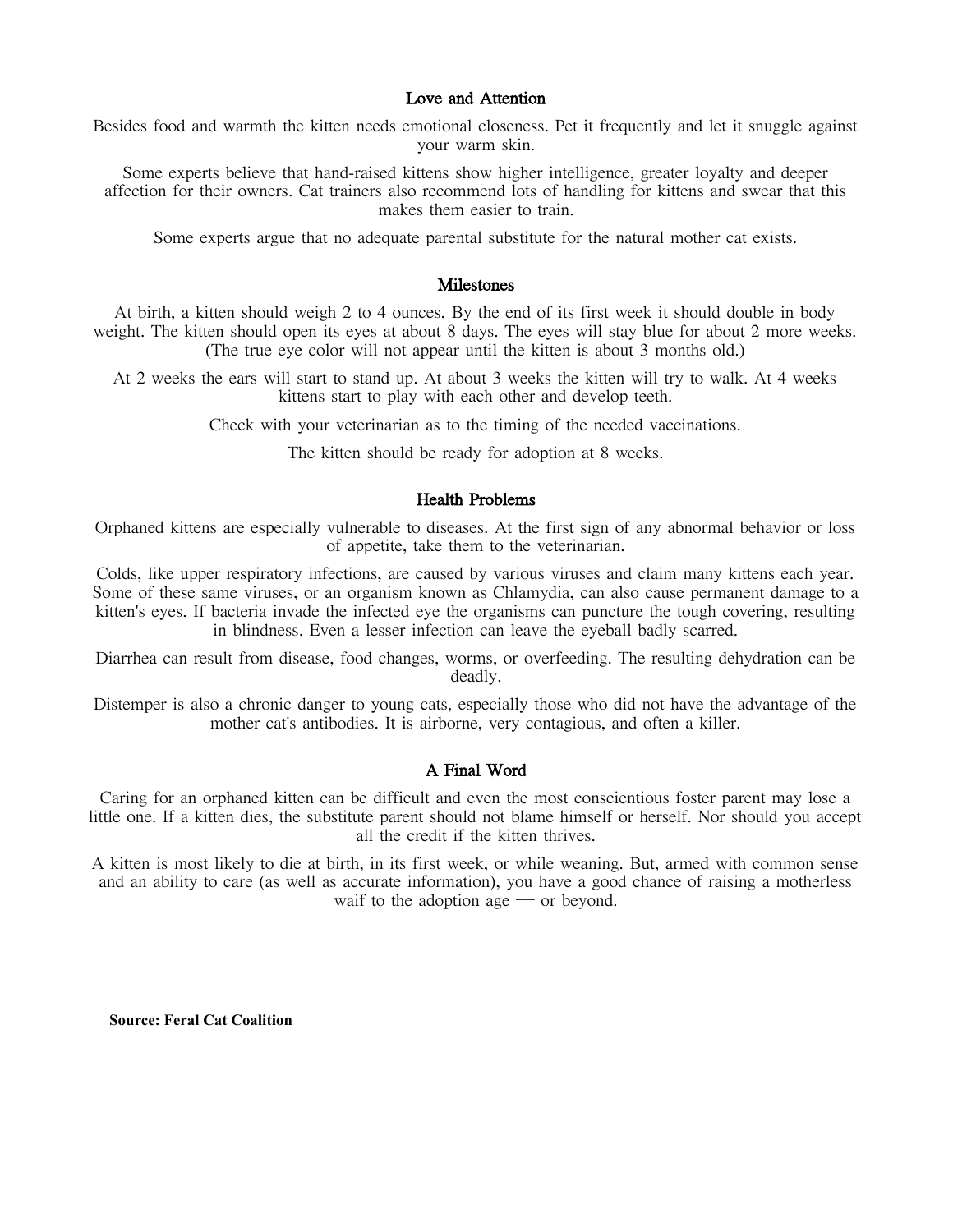## Love and Attention

Besides food and warmth the kitten needs emotional closeness. Pet it frequently and let it snuggle against your warm skin.

Some experts believe that hand-raised kittens show higher intelligence, greater loyalty and deeper affection for their owners. Cat trainers also recommend lots of handling for kittens and swear that this makes them easier to train.

Some experts argue that no adequate parental substitute for the natural mother cat exists.

## Milestones

At birth, a kitten should weigh 2 to 4 ounces. By the end of its first week it should double in body weight. The kitten should open its eyes at about 8 days. The eyes will stay blue for about 2 more weeks. (The true eye color will not appear until the kitten is about 3 months old.)

At 2 weeks the ears will start to stand up. At about 3 weeks the kitten will try to walk. At 4 weeks kittens start to play with each other and develop teeth.

Check with your veterinarian as to the timing of the needed vaccinations.

The kitten should be ready for adoption at 8 weeks.

## Health Problems

Orphaned kittens are especially vulnerable to diseases. At the first sign of any abnormal behavior or loss of appetite, take them to the veterinarian.

Colds, like upper respiratory infections, are caused by various viruses and claim many kittens each year. Some of these same viruses, or an organism known as Chlamydia, can also cause permanent damage to a kitten's eyes. If bacteria invade the infected eye the organisms can puncture the tough covering, resulting in blindness. Even a lesser infection can leave the eyeball badly scarred.

Diarrhea can result from disease, food changes, worms, or overfeeding. The resulting dehydration can be deadly.

Distemper is also a chronic danger to young cats, especially those who did not have the advantage of the mother cat's antibodies. It is airborne, very contagious, and often a killer.

## A Final Word

Caring for an orphaned kitten can be difficult and even the most conscientious foster parent may lose a little one. If a kitten dies, the substitute parent should not blame himself or herself. Nor should you accept all the credit if the kitten thrives.

A kitten is most likely to die at birth, in its first week, or while weaning. But, armed with common sense and an ability to care (as well as accurate information), you have a good chance of raising a motherless waif to the adoption age — or beyond.

**Source: Feral Cat Coalition**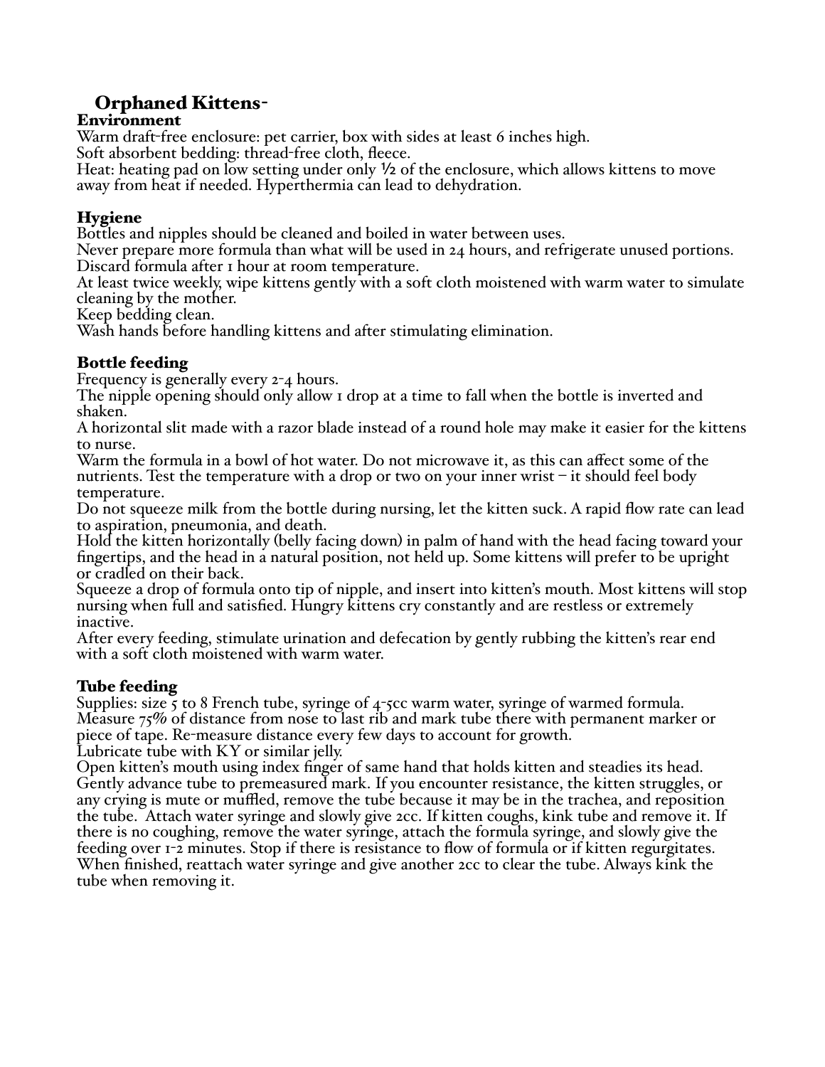# Orphaned Kittens-

## Environment

Warm draft-free enclosure: pet carrier, box with sides at least 6 inches high.
Soft absorbent bedding: thread-free cloth, fleece.
Heat: heating pad on low setting under only ½ of the enclosure, which allows kittens to move away from heat if needed. Hyperthermia can lead to dehydration.

## Hygiene

Bottles and nipples should be cleaned and boiled in water between uses.
Never prepare more formula than what will be used in 24 hours, and refrigerate unused portions.
Discard formula after 1 hour at room temperature.
At least twice weekly, wipe kittens gently with a soft cloth moistened with warm water to simulate cleaning by the mother.
Keep bedding clean.
Wash hands before handling kittens and after stimulating elimination.

## Bottle feeding

Frequency is generally every 2-4 hours.
The nipple opening should only allow 1 drop at a time to fall when the bottle is inverted and shaken.
A horizontal slit made with a razor blade instead of a round hole may make it easier for the kittens to nurse.
Warm the formula in a bowl of hot water. Do not microwave it, as this can affect some of the nutrients. Test the temperature with a drop or two on your inner wrist – it should feel body temperature.
Do not squeeze milk from the bottle during nursing, let the kitten suck. A rapid flow rate can lead to aspiration, pneumonia, and death.
Hold the kitten horizontally (belly facing down) in palm of hand with the head facing toward your fingertips, and the head in a natural position, not held up. Some kittens will prefer to be upright or cradled on their back.
Squeeze a drop of formula onto tip of nipple, and insert into kitten's mouth. Most kittens will stop nursing when full and satisfied. Hungry kittens cry constantly and are restless or extremely inactive.
After every feeding, stimulate urination and defecation by gently rubbing the kitten's rear end with a soft cloth moistened with warm water.

## Tube feeding

Supplies: size 5 to 8 French tube, syringe of 4-5cc warm water, syringe of warmed formula.
Measure 75% of distance from nose to last rib and mark tube there with permanent marker or piece of tape. Re-measure distance every few days to account for growth.
Lubricate tube with KY or similar jelly.
Open kitten's mouth using index finger of same hand that holds kitten and steadies its head. Gently advance tube to premeasured mark. If you encounter resistance, the kitten struggles, or any crying is mute or muffled, remove the tube because it may be in the trachea, and reposition the tube. Attach water syringe and slowly give 2cc. If kitten coughs, kink tube and remove it. If there is no coughing, remove the water syringe, attach the formula syringe, and slowly give the feeding over 1-2 minutes. Stop if there is resistance to flow of formula or if kitten regurgitates. When finished, reattach water syringe and give another 2cc to clear the tube. Always kink the tube when removing it.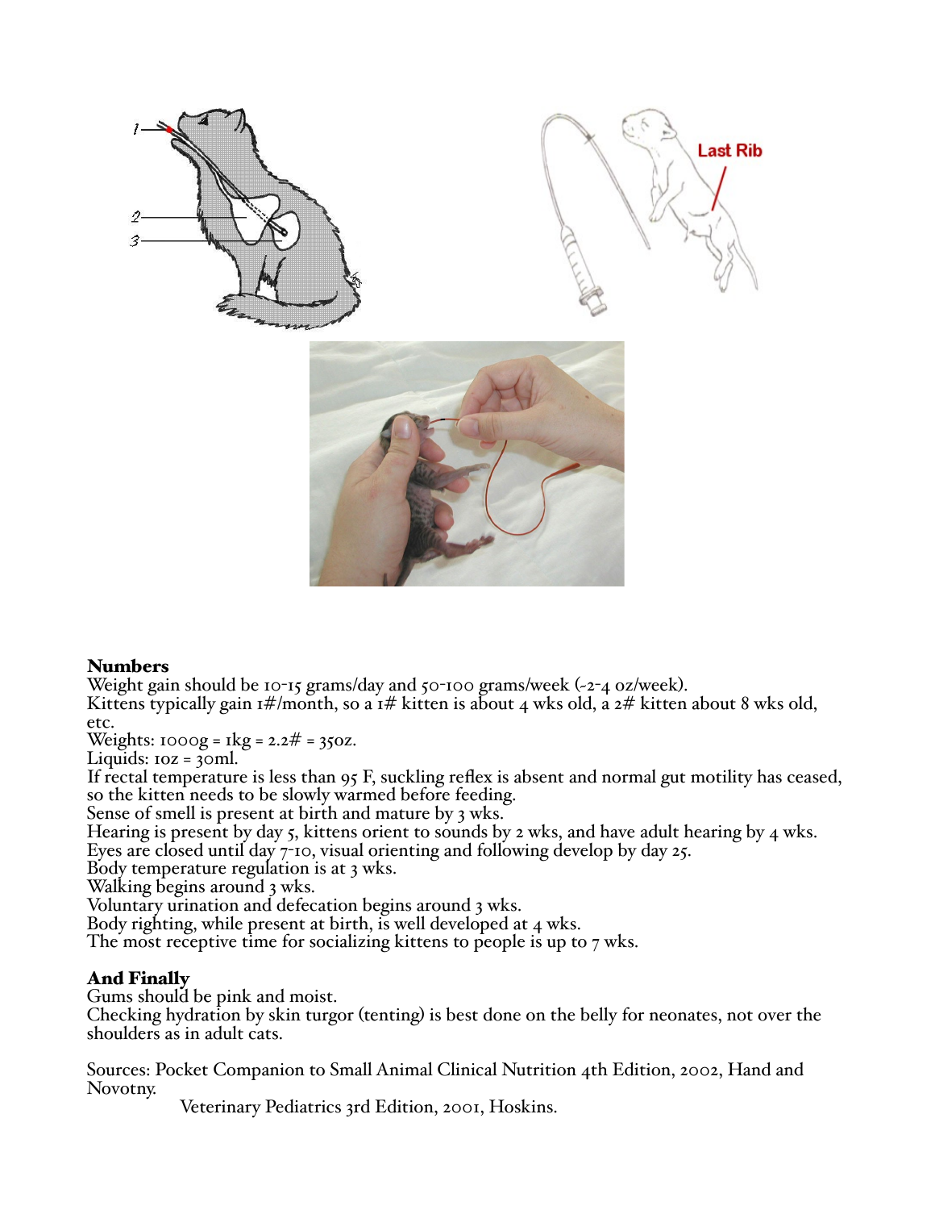## Numbers

Weight gain should be 10-15 grams/day and 50-100 grams/week (~2-4 oz/week).
Kittens typically gain 1#/month, so a 1# kitten is about 4 wks old, a 2# kitten about 8 wks old, etc.
Weights: 1000g = 1kg = 2.2# = 35oz.
Liquids: 1oz = 30ml.
If rectal temperature is less than 95 F, suckling reflex is absent and normal gut motility has ceased, so the kitten needs to be slowly warmed before feeding.
Sense of smell is present at birth and mature by 3 wks.
Hearing is present by day 5, kittens orient to sounds by 2 wks, and have adult hearing by 4 wks.
Eyes are closed until day 7-10, visual orienting and following develop by day 25.
Body temperature regulation is at 3 wks.
Walking begins around 3 wks.
Voluntary urination and defecation begins around 3 wks.
Body righting, while present at birth, is well developed at 4 wks.
The most receptive time for socializing kittens to people is up to 7 wks.

## And Finally

Gums should be pink and moist.
Checking hydration by skin turgor (tenting) is best done on the belly for neonates, not over the shoulders as in adult cats.

Sources: Pocket Companion to Small Animal Clinical Nutrition 4th Edition, 2002, Hand and Novotny.
Veterinary Pediatrics 3rd Edition, 2001, Hoskins.